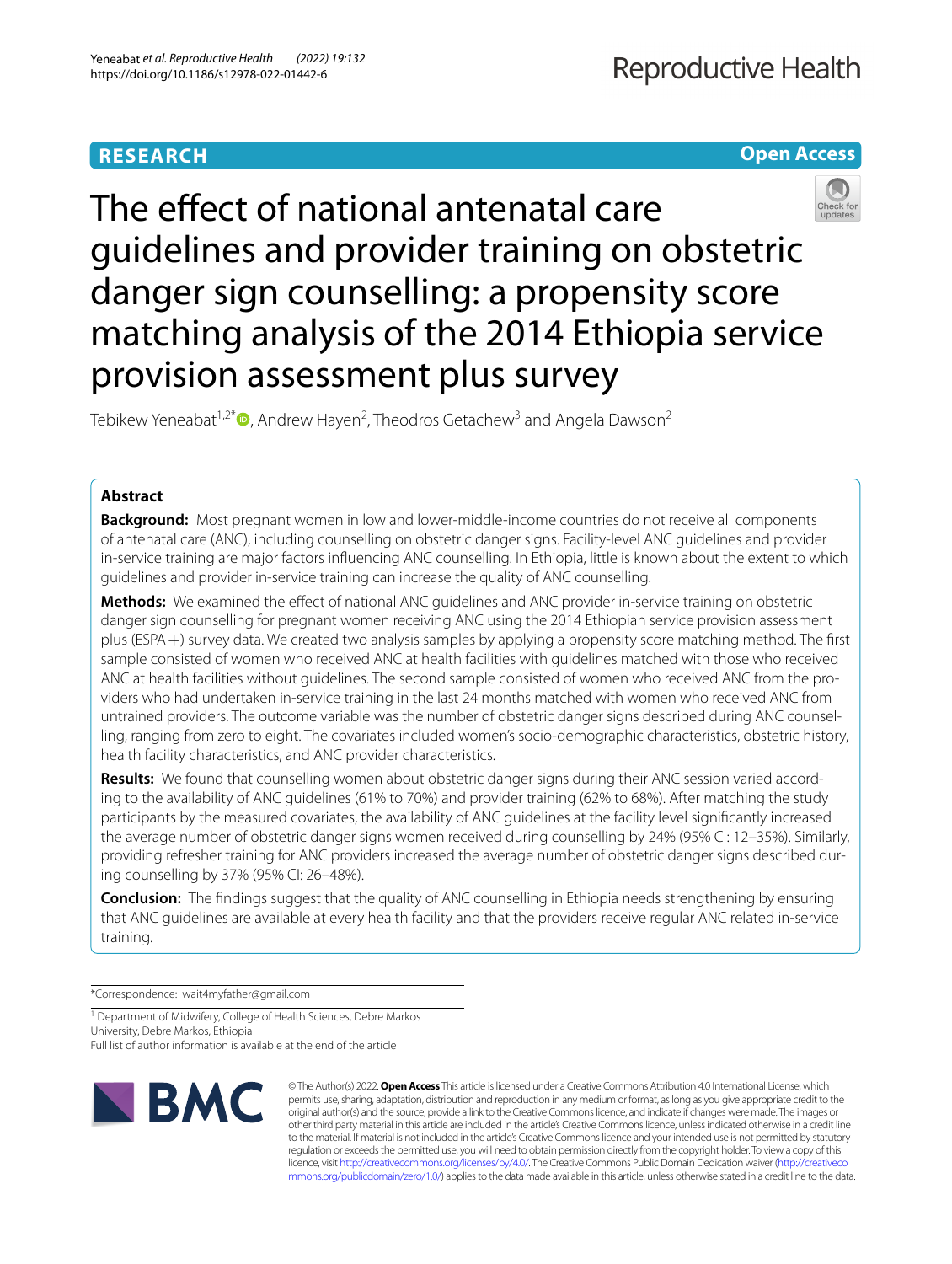RESEARCH

Open Access

# The effect of national antenatal care guidelines and provider training on obstetric danger sign counselling: a propensity score matching analysis of the 2014 Ethiopia service provision assessment plus survey

Tebikew Yeneabat[1,2*], Andrew Hayen[2], Theodros Getachew[3] and Angela Dawson[2]

## Abstract

**Background:** Most pregnant women in low and lower-middle-income countries do not receive all components of antenatal care (ANC), including counselling on obstetric danger signs. Facility-level ANC guidelines and provider in-service training are major factors influencing ANC counselling. In Ethiopia, little is known about the extent to which guidelines and provider in-service training can increase the quality of ANC counselling.

**Methods:** We examined the effect of national ANC guidelines and ANC provider in-service training on obstetric danger sign counselling for pregnant women receiving ANC using the 2014 Ethiopian service provision assessment plus (ESPA+) survey data. We created two analysis samples by applying a propensity score matching method. The first sample consisted of women who received ANC at health facilities with guidelines matched with those who received ANC at health facilities without guidelines. The second sample consisted of women who received ANC from the providers who had undertaken in-service training in the last 24 months matched with women who received ANC from untrained providers. The outcome variable was the number of obstetric danger signs described during ANC counselling, ranging from zero to eight. The covariates included women's socio-demographic characteristics, obstetric history, health facility characteristics, and ANC provider characteristics.

**Results:** We found that counselling women about obstetric danger signs during their ANC session varied according to the availability of ANC guidelines (61% to 70%) and provider training (62% to 68%). After matching the study participants by the measured covariates, the availability of ANC guidelines at the facility level significantly increased the average number of obstetric danger signs women received during counselling by 24% (95% CI: 12–35%). Similarly, providing refresher training for ANC providers increased the average number of obstetric danger signs described during counselling by 37% (95% CI: 26–48%).

**Conclusion:** The findings suggest that the quality of ANC counselling in Ethiopia needs strengthening by ensuring that ANC guidelines are available at every health facility and that the providers receive regular ANC related in-service training.

*Correspondence: wait4myfather@gmail.com

[1] Department of Midwifery, College of Health Sciences, Debre Markos University, Debre Markos, Ethiopia

Full list of author information is available at the end of the article

© The Author(s) 2022. **Open Access** This article is licensed under a Creative Commons Attribution 4.0 International License, which permits use, sharing, adaptation, distribution and reproduction in any medium or format, as long as you give appropriate credit to the original author(s) and the source, provide a link to the Creative Commons licence, and indicate if changes were made. The images or other third party material in this article are included in the article's Creative Commons licence, unless indicated otherwise in a credit line to the material. If material is not included in the article's Creative Commons licence and your intended use is not permitted by statutory regulation or exceeds the permitted use, you will need to obtain permission directly from the copyright holder. To view a copy of this licence, visit http://creativecommons.org/licenses/by/4.0/. The Creative Commons Public Domain Dedication waiver (http://creativecommons.org/publicdomain/zero/1.0/) applies to the data made available in this article, unless otherwise stated in a credit line to the data.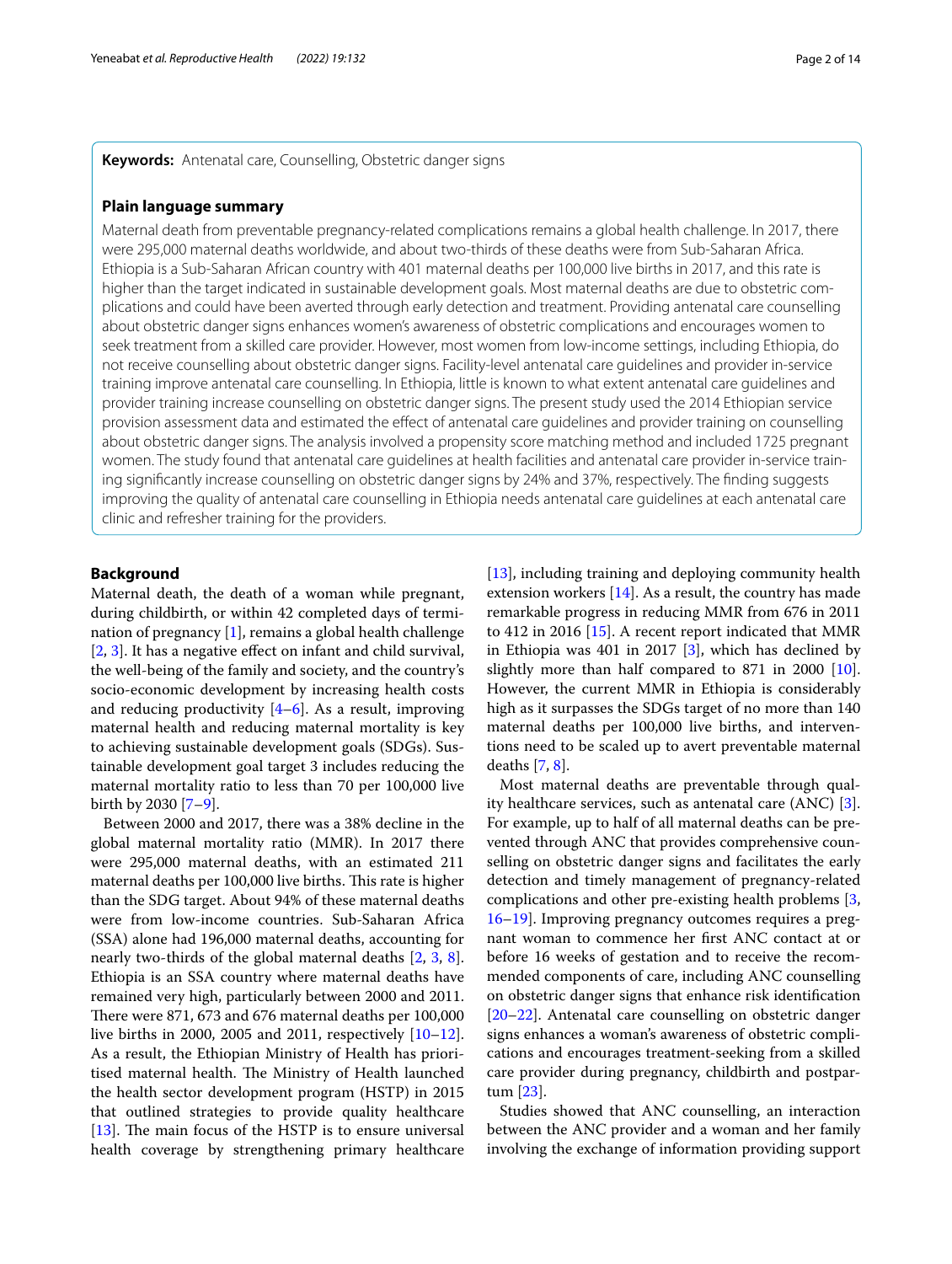**Keywords:** Antenatal care, Counselling, Obstetric danger signs

**Plain language summary**

Maternal death from preventable pregnancy-related complications remains a global health challenge. In 2017, there were 295,000 maternal deaths worldwide, and about two-thirds of these deaths were from Sub-Saharan Africa. Ethiopia is a Sub-Saharan African country with 401 maternal deaths per 100,000 live births in 2017, and this rate is higher than the target indicated in sustainable development goals. Most maternal deaths are due to obstetric complications and could have been averted through early detection and treatment. Providing antenatal care counselling about obstetric danger signs enhances women's awareness of obstetric complications and encourages women to seek treatment from a skilled care provider. However, most women from low-income settings, including Ethiopia, do not receive counselling about obstetric danger signs. Facility-level antenatal care guidelines and provider in-service training improve antenatal care counselling. In Ethiopia, little is known to what extent antenatal care guidelines and provider training increase counselling on obstetric danger signs. The present study used the 2014 Ethiopian service provision assessment data and estimated the effect of antenatal care guidelines and provider training on counselling about obstetric danger signs. The analysis involved a propensity score matching method and included 1725 pregnant women. The study found that antenatal care guidelines at health facilities and antenatal care provider in-service training significantly increase counselling on obstetric danger signs by 24% and 37%, respectively. The finding suggests improving the quality of antenatal care counselling in Ethiopia needs antenatal care guidelines at each antenatal care clinic and refresher training for the providers.

## Background

Maternal death, the death of a woman while pregnant, during childbirth, or within 42 completed days of termination of pregnancy [1], remains a global health challenge [2, 3]. It has a negative effect on infant and child survival, the well-being of the family and society, and the country's socio-economic development by increasing health costs and reducing productivity [4–6]. As a result, improving maternal health and reducing maternal mortality is key to achieving sustainable development goals (SDGs). Sustainable development goal target 3 includes reducing the maternal mortality ratio to less than 70 per 100,000 live birth by 2030 [7–9].

Between 2000 and 2017, there was a 38% decline in the global maternal mortality ratio (MMR). In 2017 there were 295,000 maternal deaths, with an estimated 211 maternal deaths per 100,000 live births. This rate is higher than the SDG target. About 94% of these maternal deaths were from low-income countries. Sub-Saharan Africa (SSA) alone had 196,000 maternal deaths, accounting for nearly two-thirds of the global maternal deaths [2, 3, 8]. Ethiopia is an SSA country where maternal deaths have remained very high, particularly between 2000 and 2011. There were 871, 673 and 676 maternal deaths per 100,000 live births in 2000, 2005 and 2011, respectively [10–12]. As a result, the Ethiopian Ministry of Health has prioritised maternal health. The Ministry of Health launched the health sector development program (HSTP) in 2015 that outlined strategies to provide quality healthcare [13]. The main focus of the HSTP is to ensure universal health coverage by strengthening primary healthcare [13], including training and deploying community health extension workers [14]. As a result, the country has made remarkable progress in reducing MMR from 676 in 2011 to 412 in 2016 [15]. A recent report indicated that MMR in Ethiopia was 401 in 2017 [3], which has declined by slightly more than half compared to 871 in 2000 [10]. However, the current MMR in Ethiopia is considerably high as it surpasses the SDGs target of no more than 140 maternal deaths per 100,000 live births, and interventions need to be scaled up to avert preventable maternal deaths [7, 8].

Most maternal deaths are preventable through quality healthcare services, such as antenatal care (ANC) [3]. For example, up to half of all maternal deaths can be prevented through ANC that provides comprehensive counselling on obstetric danger signs and facilitates the early detection and timely management of pregnancy-related complications and other pre-existing health problems [3, 16–19]. Improving pregnancy outcomes requires a pregnant woman to commence her first ANC contact at or before 16 weeks of gestation and to receive the recommended components of care, including ANC counselling on obstetric danger signs that enhance risk identification [20–22]. Antenatal care counselling on obstetric danger signs enhances a woman's awareness of obstetric complications and encourages treatment-seeking from a skilled care provider during pregnancy, childbirth and postpartum [23].

Studies showed that ANC counselling, an interaction between the ANC provider and a woman and her family involving the exchange of information providing support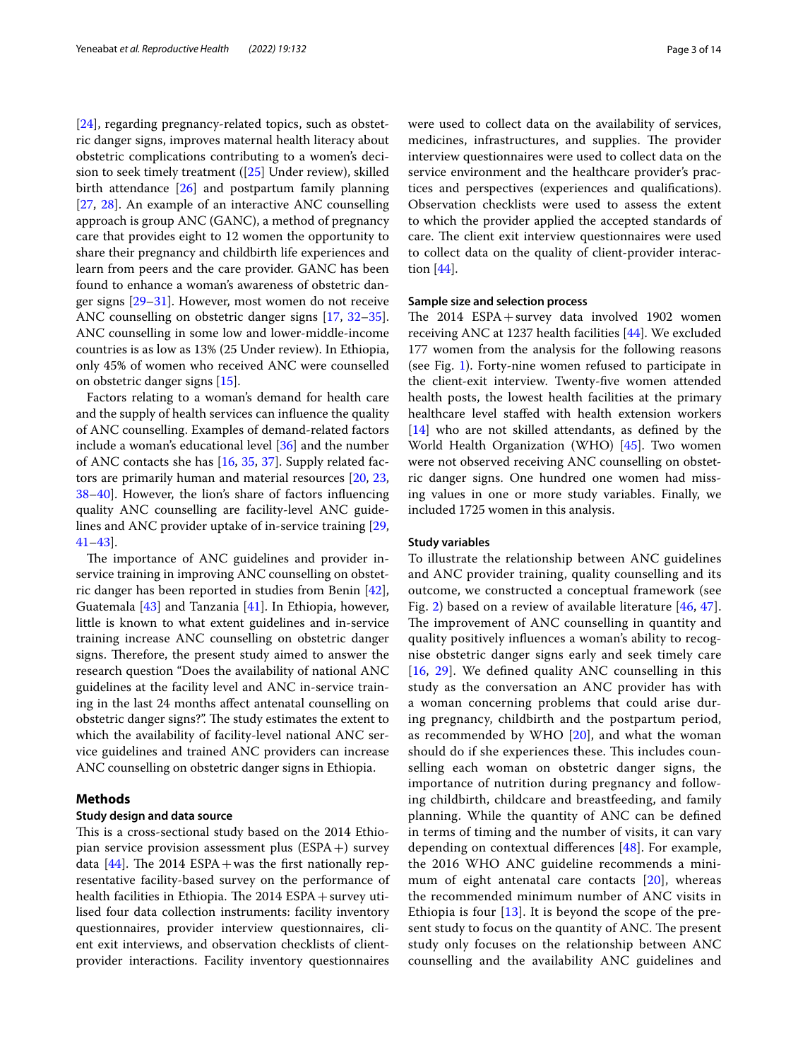[24], regarding pregnancy-related topics, such as obstetric danger signs, improves maternal health literacy about obstetric complications contributing to a women's decision to seek timely treatment ([25] Under review), skilled birth attendance [26] and postpartum family planning [27, 28]. An example of an interactive ANC counselling approach is group ANC (GANC), a method of pregnancy care that provides eight to 12 women the opportunity to share their pregnancy and childbirth life experiences and learn from peers and the care provider. GANC has been found to enhance a woman's awareness of obstetric danger signs [29–31]. However, most women do not receive ANC counselling on obstetric danger signs [17, 32–35]. ANC counselling in some low and lower-middle-income countries is as low as 13% (25 Under review). In Ethiopia, only 45% of women who received ANC were counselled on obstetric danger signs [15].

Factors relating to a woman's demand for health care and the supply of health services can influence the quality of ANC counselling. Examples of demand-related factors include a woman's educational level [36] and the number of ANC contacts she has [16, 35, 37]. Supply related factors are primarily human and material resources [20, 23, 38–40]. However, the lion's share of factors influencing quality ANC counselling are facility-level ANC guidelines and ANC provider uptake of in-service training [29, 41–43].

The importance of ANC guidelines and provider in-service training in improving ANC counselling on obstetric danger has been reported in studies from Benin [42], Guatemala [43] and Tanzania [41]. In Ethiopia, however, little is known to what extent guidelines and in-service training increase ANC counselling on obstetric danger signs. Therefore, the present study aimed to answer the research question "Does the availability of national ANC guidelines at the facility level and ANC in-service training in the last 24 months affect antenatal counselling on obstetric danger signs?". The study estimates the extent to which the availability of facility-level national ANC service guidelines and trained ANC providers can increase ANC counselling on obstetric danger signs in Ethiopia.

## Methods

### Study design and data source

This is a cross-sectional study based on the 2014 Ethiopian service provision assessment plus (ESPA+) survey data [44]. The 2014 ESPA+was the first nationally representative facility-based survey on the performance of health facilities in Ethiopia. The 2014 ESPA+survey utilised four data collection instruments: facility inventory questionnaires, provider interview questionnaires, client exit interviews, and observation checklists of client-provider interactions. Facility inventory questionnaires were used to collect data on the availability of services, medicines, infrastructures, and supplies. The provider interview questionnaires were used to collect data on the service environment and the healthcare provider's practices and perspectives (experiences and qualifications). Observation checklists were used to assess the extent to which the provider applied the accepted standards of care. The client exit interview questionnaires were used to collect data on the quality of client-provider interaction [44].

### Sample size and selection process

The 2014 ESPA+survey data involved 1902 women receiving ANC at 1237 health facilities [44]. We excluded 177 women from the analysis for the following reasons (see Fig. 1). Forty-nine women refused to participate in the client-exit interview. Twenty-five women attended health posts, the lowest health facilities at the primary healthcare level staffed with health extension workers [14] who are not skilled attendants, as defined by the World Health Organization (WHO) [45]. Two women were not observed receiving ANC counselling on obstetric danger signs. One hundred one women had missing values in one or more study variables. Finally, we included 1725 women in this analysis.

### Study variables

To illustrate the relationship between ANC guidelines and ANC provider training, quality counselling and its outcome, we constructed a conceptual framework (see Fig. 2) based on a review of available literature [46, 47]. The improvement of ANC counselling in quantity and quality positively influences a woman's ability to recognise obstetric danger signs early and seek timely care [16, 29]. We defined quality ANC counselling in this study as the conversation an ANC provider has with a woman concerning problems that could arise during pregnancy, childbirth and the postpartum period, as recommended by WHO [20], and what the woman should do if she experiences these. This includes counselling each woman on obstetric danger signs, the importance of nutrition during pregnancy and following childbirth, childcare and breastfeeding, and family planning. While the quantity of ANC can be defined in terms of timing and the number of visits, it can vary depending on contextual differences [48]. For example, the 2016 WHO ANC guideline recommends a minimum of eight antenatal care contacts [20], whereas the recommended minimum number of ANC visits in Ethiopia is four [13]. It is beyond the scope of the present study to focus on the quantity of ANC. The present study only focuses on the relationship between ANC counselling and the availability ANC guidelines and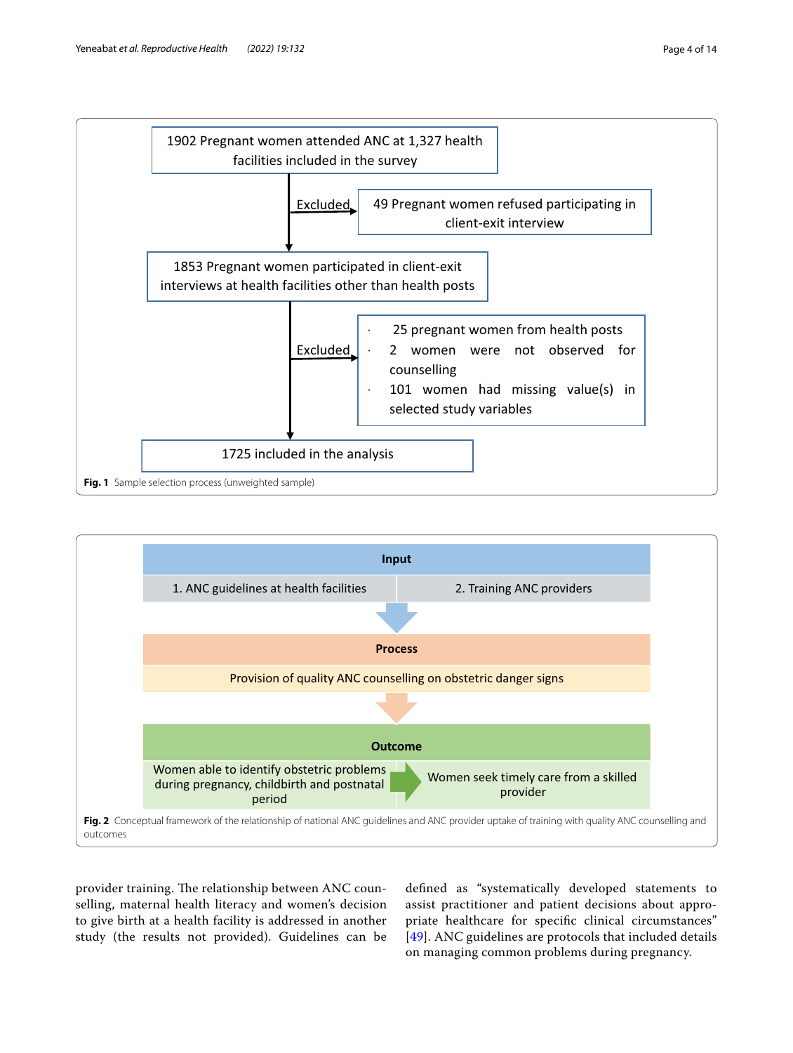1902 Pregnant women attended ANC at 1,327 health facilities included in the survey

Excluded: 49 Pregnant women refused participating in client-exit interview

1853 Pregnant women participated in client-exit interviews at health facilities other than health posts

Excluded:
- 25 pregnant women from health posts
- 2 women were not observed for counselling
- 101 women had missing value(s) in selected study variables

1725 included in the analysis

**Fig. 1** Sample selection process (unweighted sample)

**Input**

1. ANC guidelines at health facilities
2. Training ANC providers

**Process**

Provision of quality ANC counselling on obstetric danger signs

**Outcome**

Women able to identify obstetric problems during pregnancy, childbirth and postnatal period → Women seek timely care from a skilled provider

**Fig. 2** Conceptual framework of the relationship of national ANC guidelines and ANC provider uptake of training with quality ANC counselling and outcomes

provider training. The relationship between ANC counselling, maternal health literacy and women's decision to give birth at a health facility is addressed in another study (the results not provided). Guidelines can be defined as "systematically developed statements to assist practitioner and patient decisions about appropriate healthcare for specific clinical circumstances" [49]. ANC guidelines are protocols that included details on managing common problems during pregnancy.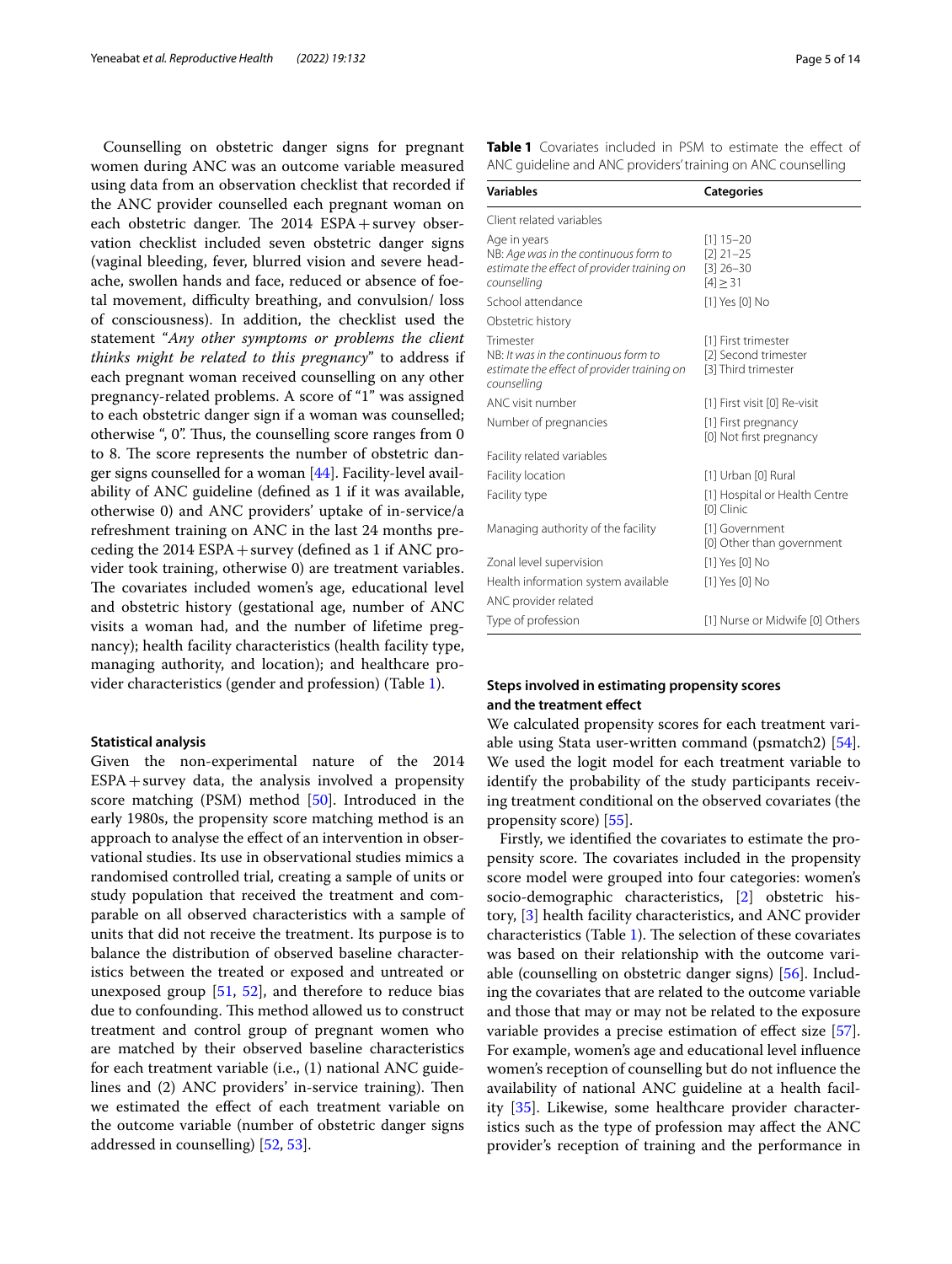Counselling on obstetric danger signs for pregnant women during ANC was an outcome variable measured using data from an observation checklist that recorded if the ANC provider counselled each pregnant woman on each obstetric danger. The 2014 ESPA + survey observation checklist included seven obstetric danger signs (vaginal bleeding, fever, blurred vision and severe headache, swollen hands and face, reduced or absence of foetal movement, difficulty breathing, and convulsion/ loss of consciousness). In addition, the checklist used the statement "*Any other symptoms or problems the client thinks might be related to this pregnancy*" to address if each pregnant woman received counselling on any other pregnancy-related problems. A score of "1" was assigned to each obstetric danger sign if a woman was counselled; otherwise ", 0". Thus, the counselling score ranges from 0 to 8. The score represents the number of obstetric danger signs counselled for a woman [44]. Facility-level availability of ANC guideline (defined as 1 if it was available, otherwise 0) and ANC providers' uptake of in-service/a refreshment training on ANC in the last 24 months preceding the 2014 ESPA + survey (defined as 1 if ANC provider took training, otherwise 0) are treatment variables. The covariates included women's age, educational level and obstetric history (gestational age, number of ANC visits a woman had, and the number of lifetime pregnancy); health facility characteristics (health facility type, managing authority, and location); and healthcare provider characteristics (gender and profession) (Table 1).

### Statistical analysis

Given the non-experimental nature of the 2014 ESPA + survey data, the analysis involved a propensity score matching (PSM) method [50]. Introduced in the early 1980s, the propensity score matching method is an approach to analyse the effect of an intervention in observational studies. Its use in observational studies mimics a randomised controlled trial, creating a sample of units or study population that received the treatment and comparable on all observed characteristics with a sample of units that did not receive the treatment. Its purpose is to balance the distribution of observed baseline characteristics between the treated or exposed and untreated or unexposed group [51, 52], and therefore to reduce bias due to confounding. This method allowed us to construct treatment and control group of pregnant women who are matched by their observed baseline characteristics for each treatment variable (i.e., (1) national ANC guidelines and (2) ANC providers' in-service training). Then we estimated the effect of each treatment variable on the outcome variable (number of obstetric danger signs addressed in counselling) [52, 53].

**Table 1** Covariates included in PSM to estimate the effect of ANC guideline and ANC providers' training on ANC counselling

| Variables | Categories |
|---|---|
| Client related variables | |
| Age in years<br>NB: *Age was in the continuous form to estimate the effect of provider training on counselling* | [1] 15–20<br>[2] 21–25<br>[3] 26–30<br>[4] ≥ 31 |
| School attendance | [1] Yes [0] No |
| Obstetric history | |
| Trimester<br>NB: *It was in the continuous form to estimate the effect of provider training on counselling* | [1] First trimester<br>[2] Second trimester<br>[3] Third trimester |
| ANC visit number | [1] First visit [0] Re-visit |
| Number of pregnancies | [1] First pregnancy<br>[0] Not first pregnancy |
| Facility related variables | |
| Facility location | [1] Urban [0] Rural |
| Facility type | [1] Hospital or Health Centre<br>[0] Clinic |
| Managing authority of the facility | [1] Government<br>[0] Other than government |
| Zonal level supervision | [1] Yes [0] No |
| Health information system available | [1] Yes [0] No |
| ANC provider related | |
| Type of profession | [1] Nurse or Midwife [0] Others |

### Steps involved in estimating propensity scores and the treatment effect

We calculated propensity scores for each treatment variable using Stata user-written command (psmatch2) [54]. We used the logit model for each treatment variable to identify the probability of the study participants receiving treatment conditional on the observed covariates (the propensity score) [55].

Firstly, we identified the covariates to estimate the propensity score. The covariates included in the propensity score model were grouped into four categories: women's socio-demographic characteristics, [2] obstetric history, [3] health facility characteristics, and ANC provider characteristics (Table 1). The selection of these covariates was based on their relationship with the outcome variable (counselling on obstetric danger signs) [56]. Including the covariates that are related to the outcome variable and those that may or may not be related to the exposure variable provides a precise estimation of effect size [57]. For example, women's age and educational level influence women's reception of counselling but do not influence the availability of national ANC guideline at a health facility [35]. Likewise, some healthcare provider characteristics such as the type of profession may affect the ANC provider's reception of training and the performance in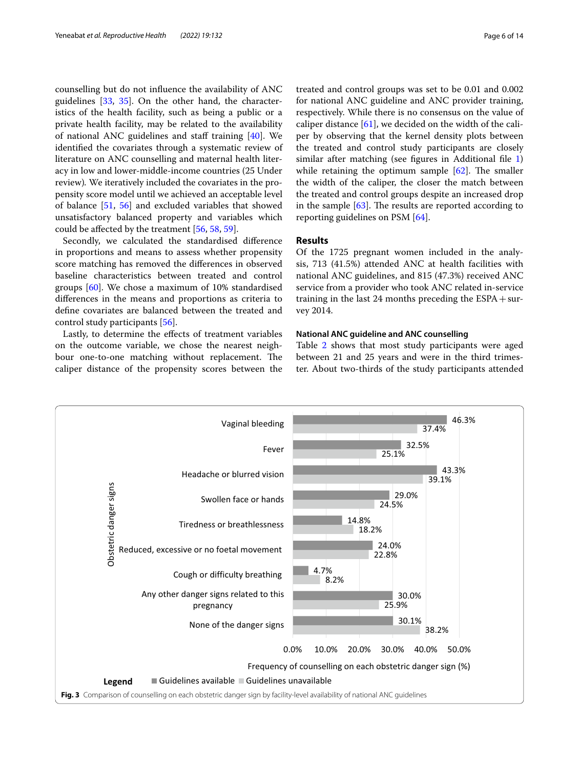counselling but do not influence the availability of ANC guidelines [33, 35]. On the other hand, the characteristics of the health facility, such as being a public or a private health facility, may be related to the availability of national ANC guidelines and staff training [40]. We identified the covariates through a systematic review of literature on ANC counselling and maternal health literacy in low and lower-middle-income countries (25 Under review). We iteratively included the covariates in the propensity score model until we achieved an acceptable level of balance [51, 56] and excluded variables that showed unsatisfactory balanced property and variables which could be affected by the treatment [56, 58, 59].

Secondly, we calculated the standardised difference in proportions and means to assess whether propensity score matching has removed the differences in observed baseline characteristics between treated and control groups [60]. We chose a maximum of 10% standardised differences in the means and proportions as criteria to define covariates are balanced between the treated and control study participants [56].

Lastly, to determine the effects of treatment variables on the outcome variable, we chose the nearest neighbour one-to-one matching without replacement. The caliper distance of the propensity scores between the treated and control groups was set to be 0.01 and 0.002 for national ANC guideline and ANC provider training, respectively. While there is no consensus on the value of caliper distance [61], we decided on the width of the caliper by observing that the kernel density plots between the treated and control study participants are closely similar after matching (see figures in Additional file 1) while retaining the optimum sample [62]. The smaller the width of the caliper, the closer the match between the treated and control groups despite an increased drop in the sample [63]. The results are reported according to reporting guidelines on PSM [64].

## Results

Of the 1725 pregnant women included in the analysis, 713 (41.5%) attended ANC at health facilities with national ANC guidelines, and 815 (47.3%) received ANC service from a provider who took ANC related in-service training in the last 24 months preceding the ESPA + survey 2014.

### National ANC guideline and ANC counselling

Table 2 shows that most study participants were aged between 21 and 25 years and were in the third trimester. About two-thirds of the study participants attended

| Obstetric danger signs | Guidelines available | Guidelines unavailable |
|---|---|---|
| Vaginal bleeding | 46.3% | 37.4% |
| Fever | 32.5% | 25.1% |
| Headache or blurred vision | 43.3% | 39.1% |
| Swollen face or hands | 29.0% | 24.5% |
| Tiredness or breathlessness | 14.8% | 18.2% |
| Reduced, excessive or no foetal movement | 24.0% | 22.8% |
| Cough or difficulty breathing | 4.7% | 8.2% |
| Any other danger signs related to this pregnancy | 30.0% | 25.9% |
| None of the danger signs | 30.1% | 38.2% |

Frequency of counselling on each obstetric danger sign (%)

**Fig. 3** Comparison of counselling on each obstetric danger sign by facility-level availability of national ANC guidelines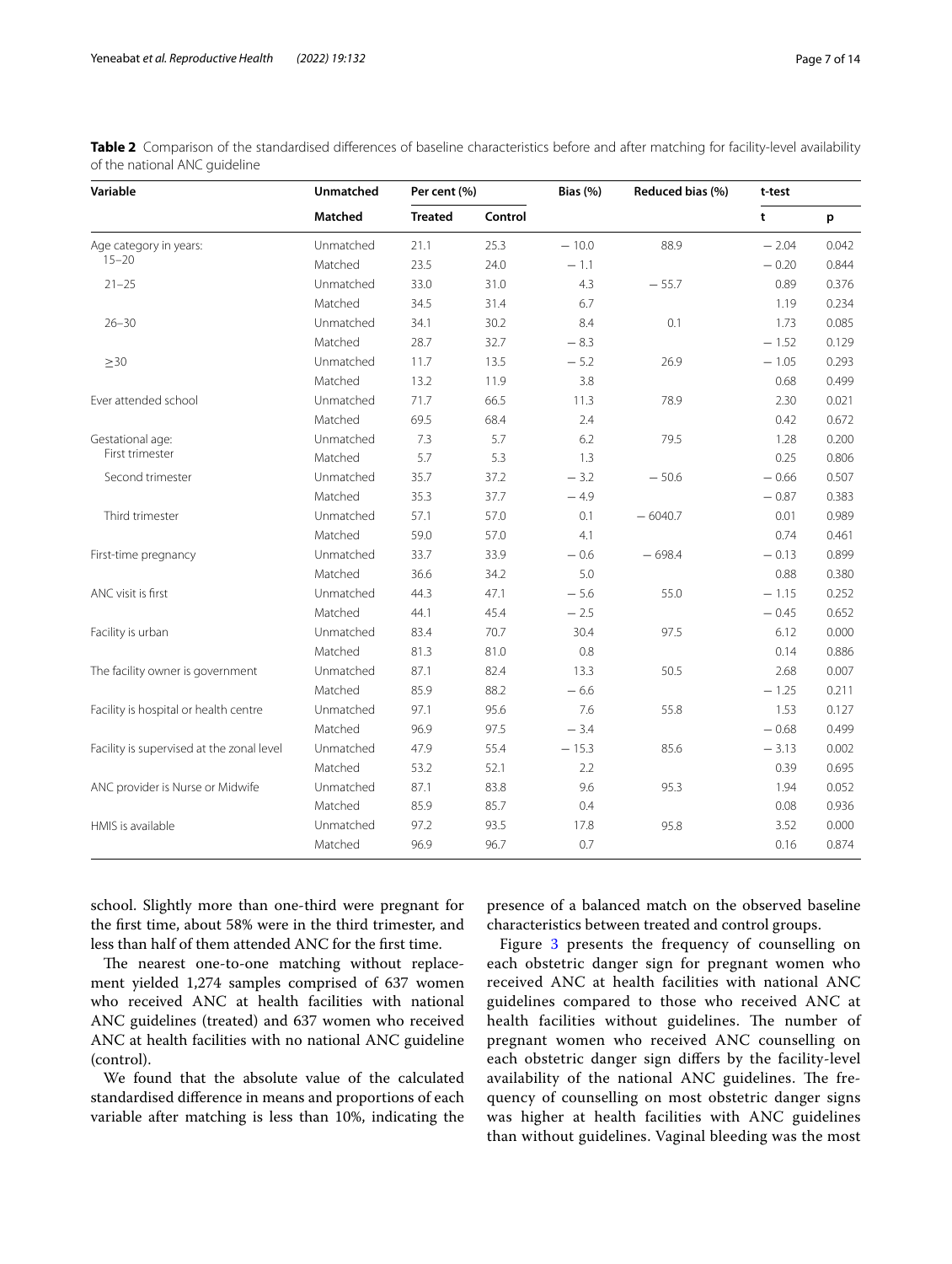**Table 2** Comparison of the standardised differences of baseline characteristics before and after matching for facility-level availability of the national ANC guideline

| Variable | Unmatched | Per cent (%) | | Bias (%) | Reduced bias (%) | t-test | |
|---|---|---|---|---|---|---|---|
| | Matched | Treated | Control | | | t | p |
| Age category in years: 15–20 | Unmatched | 21.1 | 25.3 | − 10.0 | 88.9 | − 2.04 | 0.042 |
| | Matched | 23.5 | 24.0 | − 1.1 | | − 0.20 | 0.844 |
| 21–25 | Unmatched | 33.0 | 31.0 | 4.3 | − 55.7 | 0.89 | 0.376 |
| | Matched | 34.5 | 31.4 | 6.7 | | 1.19 | 0.234 |
| 26–30 | Unmatched | 34.1 | 30.2 | 8.4 | 0.1 | 1.73 | 0.085 |
| | Matched | 28.7 | 32.7 | − 8.3 | | − 1.52 | 0.129 |
| ≥30 | Unmatched | 11.7 | 13.5 | − 5.2 | 26.9 | − 1.05 | 0.293 |
| | Matched | 13.2 | 11.9 | 3.8 | | 0.68 | 0.499 |
| Ever attended school | Unmatched | 71.7 | 66.5 | 11.3 | 78.9 | 2.30 | 0.021 |
| | Matched | 69.5 | 68.4 | 2.4 | | 0.42 | 0.672 |
| Gestational age: First trimester | Unmatched | 7.3 | 5.7 | 6.2 | 79.5 | 1.28 | 0.200 |
| | Matched | 5.7 | 5.3 | 1.3 | | 0.25 | 0.806 |
| Second trimester | Unmatched | 35.7 | 37.2 | − 3.2 | − 50.6 | − 0.66 | 0.507 |
| | Matched | 35.3 | 37.7 | − 4.9 | | − 0.87 | 0.383 |
| Third trimester | Unmatched | 57.1 | 57.0 | 0.1 | − 6040.7 | 0.01 | 0.989 |
| | Matched | 59.0 | 57.0 | 4.1 | | 0.74 | 0.461 |
| First-time pregnancy | Unmatched | 33.7 | 33.9 | − 0.6 | − 698.4 | − 0.13 | 0.899 |
| | Matched | 36.6 | 34.2 | 5.0 | | 0.88 | 0.380 |
| ANC visit is first | Unmatched | 44.3 | 47.1 | − 5.6 | 55.0 | − 1.15 | 0.252 |
| | Matched | 44.1 | 45.4 | − 2.5 | | − 0.45 | 0.652 |
| Facility is urban | Unmatched | 83.4 | 70.7 | 30.4 | 97.5 | 6.12 | 0.000 |
| | Matched | 81.3 | 81.0 | 0.8 | | 0.14 | 0.886 |
| The facility owner is government | Unmatched | 87.1 | 82.4 | 13.3 | 50.5 | 2.68 | 0.007 |
| | Matched | 85.9 | 88.2 | − 6.6 | | − 1.25 | 0.211 |
| Facility is hospital or health centre | Unmatched | 97.1 | 95.6 | 7.6 | 55.8 | 1.53 | 0.127 |
| | Matched | 96.9 | 97.5 | − 3.4 | | − 0.68 | 0.499 |
| Facility is supervised at the zonal level | Unmatched | 47.9 | 55.4 | − 15.3 | 85.6 | − 3.13 | 0.002 |
| | Matched | 53.2 | 52.1 | 2.2 | | 0.39 | 0.695 |
| ANC provider is Nurse or Midwife | Unmatched | 87.1 | 83.8 | 9.6 | 95.3 | 1.94 | 0.052 |
| | Matched | 85.9 | 85.7 | 0.4 | | 0.08 | 0.936 |
| HMIS is available | Unmatched | 97.2 | 93.5 | 17.8 | 95.8 | 3.52 | 0.000 |
| | Matched | 96.9 | 96.7 | 0.7 | | 0.16 | 0.874 |

school. Slightly more than one-third were pregnant for the first time, about 58% were in the third trimester, and less than half of them attended ANC for the first time.

The nearest one-to-one matching without replacement yielded 1,274 samples comprised of 637 women who received ANC at health facilities with national ANC guidelines (treated) and 637 women who received ANC at health facilities with no national ANC guideline (control).

We found that the absolute value of the calculated standardised difference in means and proportions of each variable after matching is less than 10%, indicating the presence of a balanced match on the observed baseline characteristics between treated and control groups.

Figure 3 presents the frequency of counselling on each obstetric danger sign for pregnant women who received ANC at health facilities with national ANC guidelines compared to those who received ANC at health facilities without guidelines. The number of pregnant women who received ANC counselling on each obstetric danger sign differs by the facility-level availability of the national ANC guidelines. The frequency of counselling on most obstetric danger signs was higher at health facilities with ANC guidelines than without guidelines. Vaginal bleeding was the most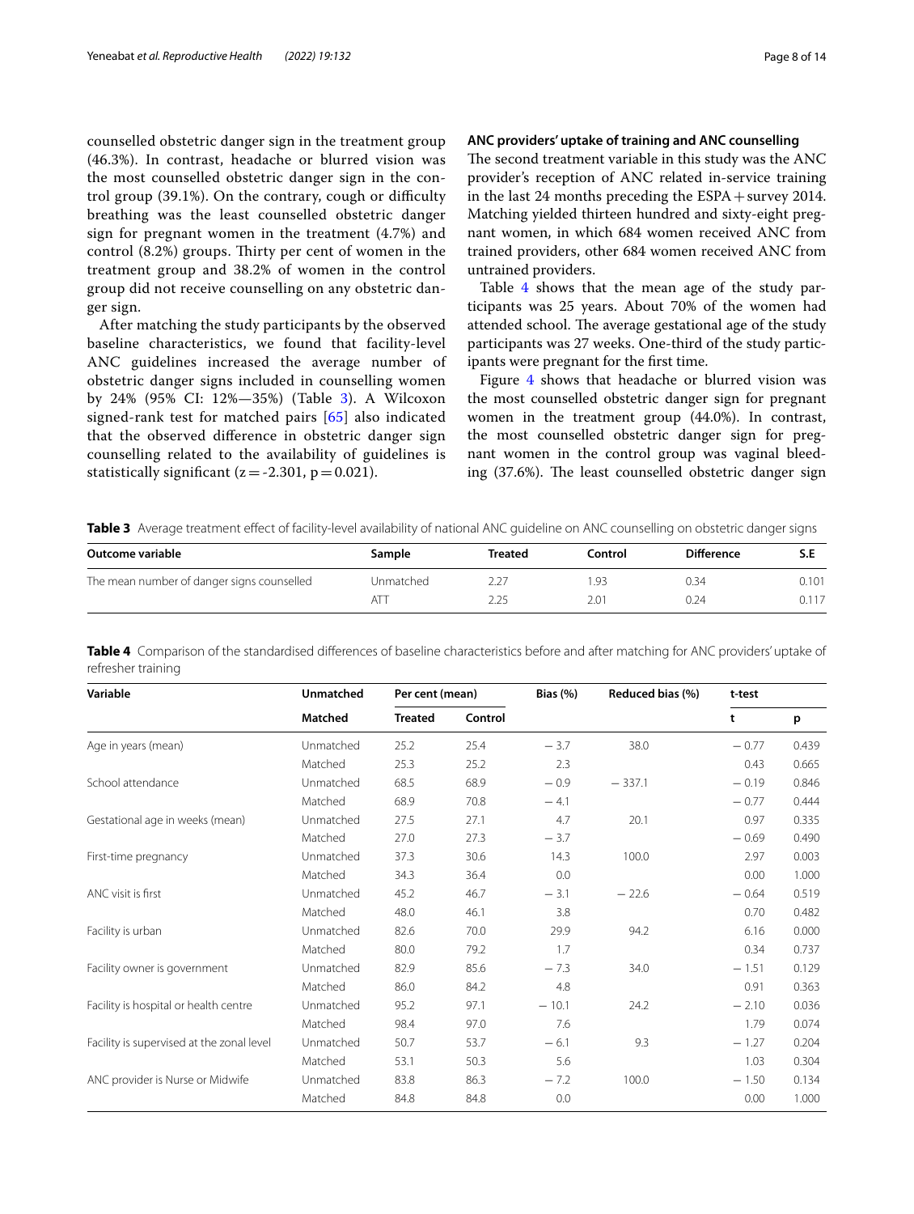counselled obstetric danger sign in the treatment group (46.3%). In contrast, headache or blurred vision was the most counselled obstetric danger sign in the control group (39.1%). On the contrary, cough or difficulty breathing was the least counselled obstetric danger sign for pregnant women in the treatment (4.7%) and control (8.2%) groups. Thirty per cent of women in the treatment group and 38.2% of women in the control group did not receive counselling on any obstetric danger sign.

After matching the study participants by the observed baseline characteristics, we found that facility-level ANC guidelines increased the average number of obstetric danger signs included in counselling women by 24% (95% CI: 12%—35%) (Table 3). A Wilcoxon signed-rank test for matched pairs [65] also indicated that the observed difference in obstetric danger sign counselling related to the availability of guidelines is statistically significant ($z = -2.301$, $p = 0.021$).

### ANC providers' uptake of training and ANC counselling

The second treatment variable in this study was the ANC provider's reception of ANC related in-service training in the last 24 months preceding the ESPA + survey 2014. Matching yielded thirteen hundred and sixty-eight pregnant women, in which 684 women received ANC from trained providers, other 684 women received ANC from untrained providers.

Table 4 shows that the mean age of the study participants was 25 years. About 70% of the women had attended school. The average gestational age of the study participants was 27 weeks. One-third of the study participants were pregnant for the first time.

Figure 4 shows that headache or blurred vision was the most counselled obstetric danger sign for pregnant women in the treatment group (44.0%). In contrast, the most counselled obstetric danger sign for pregnant women in the control group was vaginal bleeding (37.6%). The least counselled obstetric danger sign

**Table 3** Average treatment effect of facility-level availability of national ANC guideline on ANC counselling on obstetric danger signs

| Outcome variable | Sample | Treated | Control | Difference | S.E |
|---|---|---|---|---|---|
| The mean number of danger signs counselled | Unmatched | 2.27 | 1.93 | 0.34 | 0.101 |
| | ATT | 2.25 | 2.01 | 0.24 | 0.117 |

**Table 4** Comparison of the standardised differences of baseline characteristics before and after matching for ANC providers' uptake of refresher training

| Variable | Unmatched | Per cent (mean) | | Bias (%) | Reduced bias (%) | t-test | |
|---|---|---|---|---|---|---|---|
| | Matched | Treated | Control | | | t | p |
| Age in years (mean) | Unmatched | 25.2 | 25.4 | −3.7 | 38.0 | −0.77 | 0.439 |
| | Matched | 25.3 | 25.2 | 2.3 | | 0.43 | 0.665 |
| School attendance | Unmatched | 68.5 | 68.9 | −0.9 | −337.1 | −0.19 | 0.846 |
| | Matched | 68.9 | 70.8 | −4.1 | | −0.77 | 0.444 |
| Gestational age in weeks (mean) | Unmatched | 27.5 | 27.1 | 4.7 | 20.1 | 0.97 | 0.335 |
| | Matched | 27.0 | 27.3 | −3.7 | | −0.69 | 0.490 |
| First-time pregnancy | Unmatched | 37.3 | 30.6 | 14.3 | 100.0 | 2.97 | 0.003 |
| | Matched | 34.3 | 36.4 | 0.0 | | 0.00 | 1.000 |
| ANC visit is first | Unmatched | 45.2 | 46.7 | −3.1 | −22.6 | −0.64 | 0.519 |
| | Matched | 48.0 | 46.1 | 3.8 | | 0.70 | 0.482 |
| Facility is urban | Unmatched | 82.6 | 70.0 | 29.9 | 94.2 | 6.16 | 0.000 |
| | Matched | 80.0 | 79.2 | 1.7 | | 0.34 | 0.737 |
| Facility owner is government | Unmatched | 82.9 | 85.6 | −7.3 | 34.0 | −1.51 | 0.129 |
| | Matched | 86.0 | 84.2 | 4.8 | | 0.91 | 0.363 |
| Facility is hospital or health centre | Unmatched | 95.2 | 97.1 | −10.1 | 24.2 | −2.10 | 0.036 |
| | Matched | 98.4 | 97.0 | 7.6 | | 1.79 | 0.074 |
| Facility is supervised at the zonal level | Unmatched | 50.7 | 53.7 | −6.1 | 9.3 | −1.27 | 0.204 |
| | Matched | 53.1 | 50.3 | 5.6 | | 1.03 | 0.304 |
| ANC provider is Nurse or Midwife | Unmatched | 83.8 | 86.3 | −7.2 | 100.0 | −1.50 | 0.134 |
| | Matched | 84.8 | 84.8 | 0.0 | | 0.00 | 1.000 |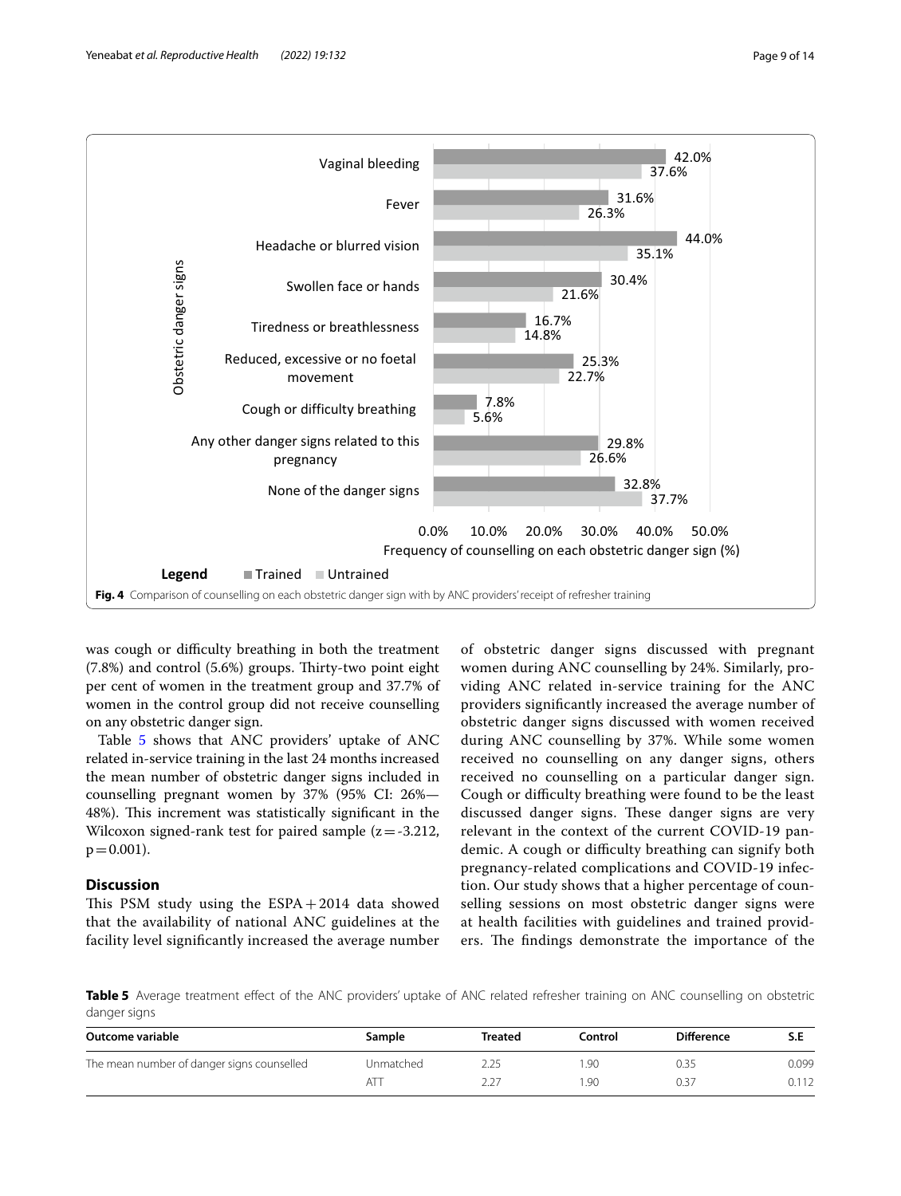**Fig. 4** Comparison of counselling on each obstetric danger sign with by ANC providers' receipt of refresher training

was cough or difficulty breathing in both the treatment (7.8%) and control (5.6%) groups. Thirty-two point eight per cent of women in the treatment group and 37.7% of women in the control group did not receive counselling on any obstetric danger sign.

Table 5 shows that ANC providers' uptake of ANC related in-service training in the last 24 months increased the mean number of obstetric danger signs included in counselling pregnant women by 37% (95% CI: 26%—48%). This increment was statistically significant in the Wilcoxon signed-rank test for paired sample ($z = -3.212$, $p = 0.001$).

## Discussion

This PSM study using the ESPA + 2014 data showed that the availability of national ANC guidelines at the facility level significantly increased the average number of obstetric danger signs discussed with pregnant women during ANC counselling by 24%. Similarly, providing ANC related in-service training for the ANC providers significantly increased the average number of obstetric danger signs discussed with women received during ANC counselling by 37%. While some women received no counselling on any danger signs, others received no counselling on a particular danger sign. Cough or difficulty breathing were found to be the least discussed danger signs. These danger signs are very relevant in the context of the current COVID-19 pandemic. A cough or difficulty breathing can signify both pregnancy-related complications and COVID-19 infection. Our study shows that a higher percentage of counselling sessions on most obstetric danger signs were at health facilities with guidelines and trained providers. The findings demonstrate the importance of the

**Table 5** Average treatment effect of the ANC providers' uptake of ANC related refresher training on ANC counselling on obstetric danger signs

| Outcome variable | Sample | Treated | Control | Difference | S.E |
|---|---|---|---|---|---|
| The mean number of danger signs counselled | Unmatched | 2.25 | 1.90 | 0.35 | 0.099 |
| | ATT | 2.27 | 1.90 | 0.37 | 0.112 |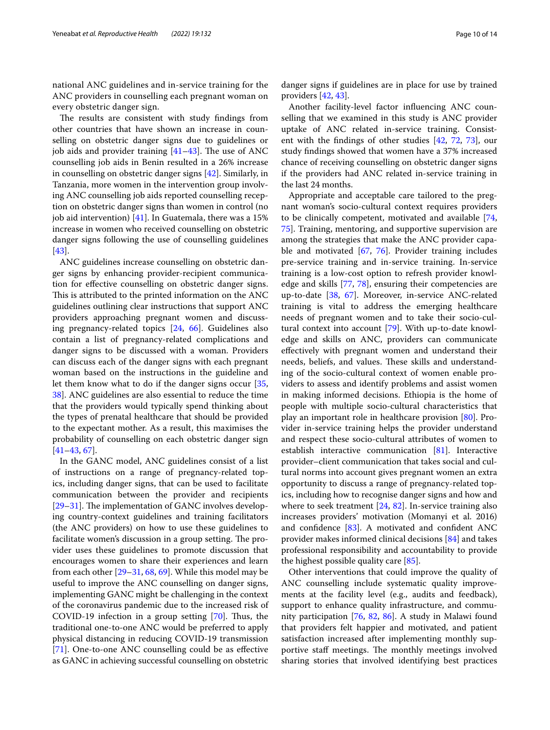national ANC guidelines and in-service training for the ANC providers in counselling each pregnant woman on every obstetric danger sign.

The results are consistent with study findings from other countries that have shown an increase in counselling on obstetric danger signs due to guidelines or job aids and provider training [41–43]. The use of ANC counselling job aids in Benin resulted in a 26% increase in counselling on obstetric danger signs [42]. Similarly, in Tanzania, more women in the intervention group involving ANC counselling job aids reported counselling reception on obstetric danger signs than women in control (no job aid intervention) [41]. In Guatemala, there was a 15% increase in women who received counselling on obstetric danger signs following the use of counselling guidelines [43].

ANC guidelines increase counselling on obstetric danger signs by enhancing provider-recipient communication for effective counselling on obstetric danger signs. This is attributed to the printed information on the ANC guidelines outlining clear instructions that support ANC providers approaching pregnant women and discussing pregnancy-related topics [24, 66]. Guidelines also contain a list of pregnancy-related complications and danger signs to be discussed with a woman. Providers can discuss each of the danger signs with each pregnant woman based on the instructions in the guideline and let them know what to do if the danger signs occur [35, 38]. ANC guidelines are also essential to reduce the time that the providers would typically spend thinking about the types of prenatal healthcare that should be provided to the expectant mother. As a result, this maximises the probability of counselling on each obstetric danger sign [41–43, 67].

In the GANC model, ANC guidelines consist of a list of instructions on a range of pregnancy-related topics, including danger signs, that can be used to facilitate communication between the provider and recipients [29–31]. The implementation of GANC involves developing country-context guidelines and training facilitators (the ANC providers) on how to use these guidelines to facilitate women's discussion in a group setting. The provider uses these guidelines to promote discussion that encourages women to share their experiences and learn from each other [29–31, 68, 69]. While this model may be useful to improve the ANC counselling on danger signs, implementing GANC might be challenging in the context of the coronavirus pandemic due to the increased risk of COVID-19 infection in a group setting [70]. Thus, the traditional one-to-one ANC would be preferred to apply physical distancing in reducing COVID-19 transmission [71]. One-to-one ANC counselling could be as effective as GANC in achieving successful counselling on obstetric danger signs if guidelines are in place for use by trained providers [42, 43].

Another facility-level factor influencing ANC counselling that we examined in this study is ANC provider uptake of ANC related in-service training. Consistent with the findings of other studies [42, 72, 73], our study findings showed that women have a 37% increased chance of receiving counselling on obstetric danger signs if the providers had ANC related in-service training in the last 24 months.

Appropriate and acceptable care tailored to the pregnant woman's socio-cultural context requires providers to be clinically competent, motivated and available [74, 75]. Training, mentoring, and supportive supervision are among the strategies that make the ANC provider capable and motivated [67, 76]. Provider training includes pre-service training and in-service training. In-service training is a low-cost option to refresh provider knowledge and skills [77, 78], ensuring their competencies are up-to-date [38, 67]. Moreover, in-service ANC-related training is vital to address the emerging healthcare needs of pregnant women and to take their socio-cultural context into account [79]. With up-to-date knowledge and skills on ANC, providers can communicate effectively with pregnant women and understand their needs, beliefs, and values. These skills and understanding of the socio-cultural context of women enable providers to assess and identify problems and assist women in making informed decisions. Ethiopia is the home of people with multiple socio-cultural characteristics that play an important role in healthcare provision [80]. Provider in-service training helps the provider understand and respect these socio-cultural attributes of women to establish interactive communication [81]. Interactive provider–client communication that takes social and cultural norms into account gives pregnant women an extra opportunity to discuss a range of pregnancy-related topics, including how to recognise danger signs and how and where to seek treatment [24, 82]. In-service training also increases providers' motivation (Momanyi et al. 2016) and confidence [83]. A motivated and confident ANC provider makes informed clinical decisions [84] and takes professional responsibility and accountability to provide the highest possible quality care [85].

Other interventions that could improve the quality of ANC counselling include systematic quality improvements at the facility level (e.g., audits and feedback), support to enhance quality infrastructure, and community participation [76, 82, 86]. A study in Malawi found that providers felt happier and motivated, and patient satisfaction increased after implementing monthly supportive staff meetings. The monthly meetings involved sharing stories that involved identifying best practices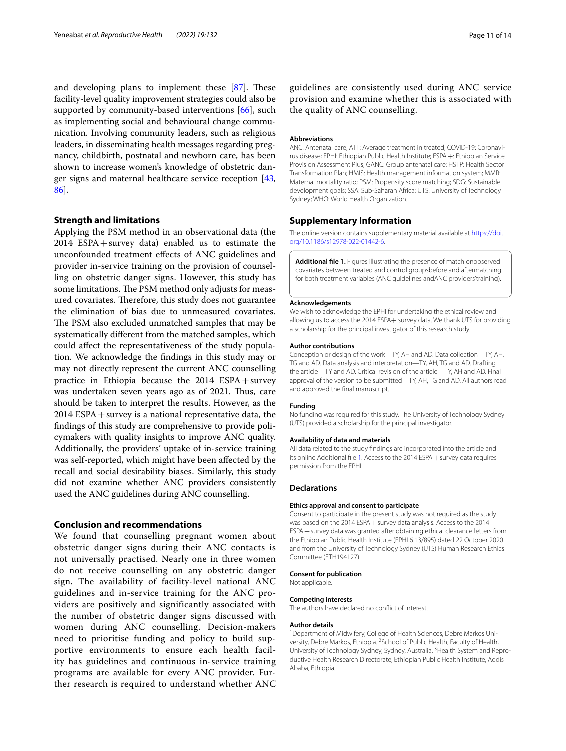and developing plans to implement these [87]. These facility-level quality improvement strategies could also be supported by community-based interventions [66], such as implementing social and behavioural change communication. Involving community leaders, such as religious leaders, in disseminating health messages regarding pregnancy, childbirth, postnatal and newborn care, has been shown to increase women's knowledge of obstetric danger signs and maternal healthcare service reception [43, 86].

## Strength and limitations

Applying the PSM method in an observational data (the 2014 ESPA + survey data) enabled us to estimate the unconfounded treatment effects of ANC guidelines and provider in-service training on the provision of counselling on obstetric danger signs. However, this study has some limitations. The PSM method only adjusts for measured covariates. Therefore, this study does not guarantee the elimination of bias due to unmeasured covariates. The PSM also excluded unmatched samples that may be systematically different from the matched samples, which could affect the representativeness of the study population. We acknowledge the findings in this study may or may not directly represent the current ANC counselling practice in Ethiopia because the 2014 ESPA + survey was undertaken seven years ago as of 2021. Thus, care should be taken to interpret the results. However, as the 2014 ESPA + survey is a national representative data, the findings of this study are comprehensive to provide policymakers with quality insights to improve ANC quality. Additionally, the providers' uptake of in-service training was self-reported, which might have been affected by the recall and social desirability biases. Similarly, this study did not examine whether ANC providers consistently used the ANC guidelines during ANC counselling.

## Conclusion and recommendations

We found that counselling pregnant women about obstetric danger signs during their ANC contacts is not universally practised. Nearly one in three women do not receive counselling on any obstetric danger sign. The availability of facility-level national ANC guidelines and in-service training for the ANC providers are positively and significantly associated with the number of obstetric danger signs discussed with women during ANC counselling. Decision-makers need to prioritise funding and policy to build supportive environments to ensure each health facility has guidelines and continuous in-service training programs are available for every ANC provider. Further research is required to understand whether ANC guidelines are consistently used during ANC service provision and examine whether this is associated with the quality of ANC counselling.

#### Abbreviations

ANC: Antenatal care; ATT: Average treatment in treated; COVID-19: Coronavirus disease; EPHI: Ethiopian Public Health Institute; ESPA +: Ethiopian Service Provision Assessment Plus; GANC: Group antenatal care; HSTP: Health Sector Transformation Plan; HMIS: Health management information system; MMR: Maternal mortality ratio; PSM: Propensity score matching; SDG: Sustainable development goals; SSA: Sub-Saharan Africa; UTS: University of Technology Sydney; WHO: World Health Organization.

## Supplementary Information

The online version contains supplementary material available at https://doi.org/10.1186/s12978-022-01442-6.

**Additional file 1.** Figures illustrating the presence of match onobserved covariates between treated and control groupsbefore and aftermatching for both treatment variables (ANC guidelines andANC providers'training).

#### Acknowledgements

We wish to acknowledge the EPHI for undertaking the ethical review and allowing us to access the 2014 ESPA+ survey data. We thank UTS for providing a scholarship for the principal investigator of this research study.

#### Author contributions

Conception or design of the work—TY, AH and AD. Data collection—TY, AH, TG and AD. Data analysis and interpretation—TY, AH, TG and AD. Drafting the article—TY and AD. Critical revision of the article—TY, AH and AD. Final approval of the version to be submitted—TY, AH, TG and AD. All authors read and approved the final manuscript.

#### Funding

No funding was required for this study. The University of Technology Sydney (UTS) provided a scholarship for the principal investigator.

#### Availability of data and materials

All data related to the study findings are incorporated into the article and its online Additional file 1. Access to the 2014 ESPA + survey data requires permission from the EPHI.

### Declarations

#### Ethics approval and consent to participate

Consent to participate in the present study was not required as the study was based on the 2014 ESPA + survey data analysis. Access to the 2014 ESPA + survey data was granted after obtaining ethical clearance letters from the Ethiopian Public Health Institute (EPHI 6.13/895) dated 22 October 2020 and from the University of Technology Sydney (UTS) Human Research Ethics Committee (ETH194127).

#### Consent for publication

Not applicable.

#### Competing interests

The authors have declared no conflict of interest.

#### Author details

[1]Department of Midwifery, College of Health Sciences, Debre Markos University, Debre Markos, Ethiopia. [2]School of Public Health, Faculty of Health, University of Technology Sydney, Sydney, Australia. [3]Health System and Reproductive Health Research Directorate, Ethiopian Public Health Institute, Addis Ababa, Ethiopia.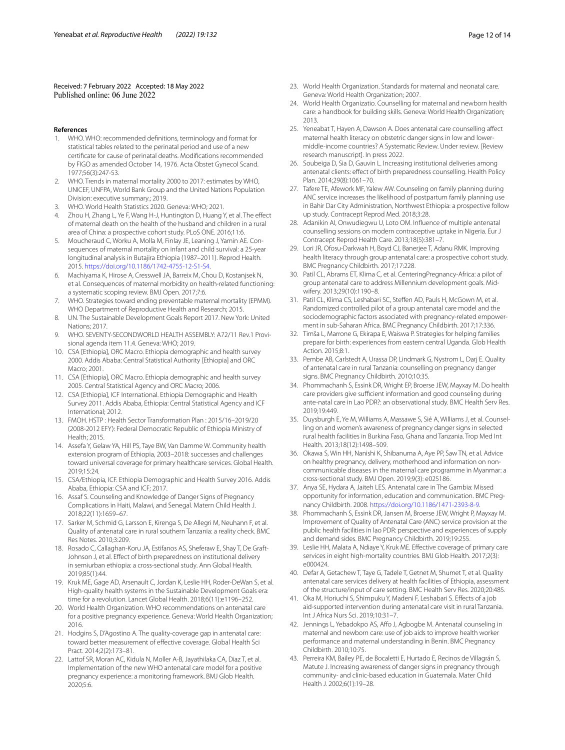Received: 7 February 2022 Accepted: 18 May 2022
Published online: 06 June 2022

#### References

1. WHO. WHO: recommended definitions, terminology and format for statistical tables related to the perinatal period and use of a new certificate for cause of perinatal deaths. Modifications recommended by FIGO as amended October 14, 1976. Acta Obstet Gynecol Scand. 1977;56(3):247-53.
2. WHO. Trends in maternal mortality 2000 to 2017: estimates by WHO, UNICEF, UNFPA, World Bank Group and the United Nations Population Division: executive summary.; 2019.
3. WHO. World Health Statistics 2020. Geneva: WHO; 2021.
4. Zhou H, Zhang L, Ye F, Wang H-J, Huntington D, Huang Y, et al. The effect of maternal death on the health of the husband and children in a rural area of China: a prospective cohort study. PLoS ONE. 2016;11:6.
5. Moucheraud C, Worku A, Molla M, Finlay JE, Leaning J, Yamin AE. Consequences of maternal mortality on infant and child survival: a 25-year longitudinal analysis in Butajira Ethiopia (1987–2011). Reprod Health. 2015. https://doi.org/10.1186/1742-4755-12-S1-S4.
6. Machiyama K, Hirose A, Cresswell JA, Barreix M, Chou D, Kostanjsek N, et al. Consequences of maternal morbidity on health-related functioning: a systematic scoping review. BMJ Open. 2017;7:6.
7. WHO. Strategies toward ending preventable maternal mortality (EPMM). WHO Department of Reproductive Health and Research; 2015.
8. UN. The Sustainable Development Goals Report 2017. New York: United Nations; 2017.
9. WHO. SEVENTY-SECONDWORLD HEALTH ASSEMBLY: A72/11 Rev.1 Provisional agenda item 11.4. Geneva: WHO; 2019.
10. CSA [Ethiopia], ORC Macro. Ethiopia demographic and health survey 2000. Addis Ababa: Central Statistical Authority [Ethiopia] and ORC Macro; 2001.
11. CSA [Ethiopia], ORC Macro. Ethiopia demographic and health survey 2005. Central Statistical Agency and ORC Macro; 2006.
12. CSA [Ethiopia], ICF International. Ethiopia Demographic and Health Survey 2011. Addis Ababa, Ethiopia: Central Statistical Agency and ICF International; 2012.
13. FMOH. HSTP : Health Sector Transformation Plan : 2015/16–2019/20 (2008-2012 EFY): Federal Democratic Republic of Ethiopia Ministry of Health; 2015.
14. Assefa Y, Gelaw YA, Hill PS, Taye BW, Van Damme W. Community health extension program of Ethiopia, 2003–2018: successes and challenges toward universal coverage for primary healthcare services. Global Health. 2019;15:24.
15. CSA/Ethiopia, ICF. Ethiopia Demographic and Health Survey 2016. Addis Ababa, Ethiopia: CSA and ICF; 2017.
16. Assaf S. Counseling and Knowledge of Danger Signs of Pregnancy Complications in Haiti, Malawi, and Senegal. Matern Child Health J. 2018;22(11):1659–67.
17. Sarker M, Schmid G, Larsson E, Kirenga S, De Allegri M, Neuhann F, et al. Quality of antenatal care in rural southern Tanzania: a reality check. BMC Res Notes. 2010;3:209.
18. Rosado C, Callaghan-Koru JA, Estifanos AS, Sheferaw E, Shay T, De Graft-Johnson J, et al. Effect of birth preparedness on institutional delivery in semiurban ethiopia: a cross-sectional study. Ann Global Health. 2019;85(1):44.
19. Kruk ME, Gage AD, Arsenault C, Jordan K, Leslie HH, Roder-DeWan S, et al. High-quality health systems in the Sustainable Development Goals era: time for a revolution. Lancet Global Health. 2018;6(11):e1196–252.
20. World Health Organization. WHO recommendations on antenatal care for a positive pregnancy experience. Geneva: World Health Organization; 2016.
21. Hodgins S, D'Agostino A. The quality-coverage gap in antenatal care: toward better measurement of effective coverage. Global Health Sci Pract. 2014;2(2):173–81.
22. Lattof SR, Moran AC, Kidula N, Moller A-B, Jayathilaka CA, Diaz T, et al. Implementation of the new WHO antenatal care model for a positive pregnancy experience: a monitoring framework. BMJ Glob Health. 2020;5:6.
23. World Health Organization. Standards for maternal and neonatal care. Geneva: World Health Organization; 2007.
24. World Health Organizatio. Counselling for maternal and newborn health care: a handbook for building skills. Geneva: World Health Organization; 2013.
25. Yeneabat T, Hayen A, Dawson A. Does antenatal care counselling affect maternal health literacy on obstetric danger signs in low and lower-middle-income countries? A Systematic Review. Under review. [Review research manuscript]. In press 2022.
26. Soubeiga D, Sia D, Gauvin L. Increasing institutional deliveries among antenatal clients: effect of birth preparedness counselling. Health Policy Plan. 2014;29(8):1061–70.
27. Tafere TE, Afework MF, Yalew AW. Counseling on family planning during ANC service increases the likelihood of postpartum family planning use in Bahir Dar City Administration, Northwest Ethiopia: a prospective follow up study. Contracept Reprod Med. 2018;3:28.
28. Adanikin AI, Onwudiegwu U, Loto OM. Influence of multiple antenatal counselling sessions on modern contraceptive uptake in Nigeria. Eur J Contracept Reprod Health Care. 2013;18(5):381–7.
29. Lori JR, Ofosu-Darkwah H, Boyd CJ, Banerjee T, Adanu RMK. Improving health literacy through group antenatal care: a prospective cohort study. BMC Pregnancy Childbirth. 2017;17:228.
30. Patil CL, Abrams ET, Klima C, et al. CenteringPregnancy-Africa: a pilot of group antenatal care to address Millennium development goals. Midwifery. 2013;29(10):1190–8.
31. Patil CL, Klima CS, Leshabari SC, Steffen AD, Pauls H, McGown M, et al. Randomized controlled pilot of a group antenatal care model and the sociodemographic factors associated with pregnancy-related empowerment in sub-Saharan Africa. BMC Pregnancy Childbirth. 2017;17:336.
32. Timša L, Marrone G, Ekirapa E, Waiswa P. Strategies for helping families prepare for birth: experiences from eastern central Uganda. Glob Health Action. 2015;8:1.
33. Pembe AB, Carlstedt A, Urassa DP, Lindmark G, Nystrom L, Darj E. Quality of antenatal care in rural Tanzania: counselling on pregnancy danger signs. BMC Pregnancy Childbirth. 2010;10:35.
34. Phommachanh S, Essink DR, Wright EP, Broerse JEW, Mayxay M. Do health care providers give sufficient information and good counseling during ante-natal care in Lao PDR?: an observational study. BMC Health Serv Res. 2019;19:449.
35. Duysburgh E, Ye M, Williams A, Massawe S, Sié A, Williams J, et al. Counselling on and women's awareness of pregnancy danger signs in selected rural health facilities in Burkina Faso, Ghana and Tanzania. Trop Med Int Health. 2013;18(12):1498–509.
36. Okawa S, Win HH, Nanishi K, Shibanuma A, Aye PP, Saw TN, et al. Advice on healthy pregnancy, delivery, motherhood and information on non-communicable diseases in the maternal care programme in Myanmar: a cross-sectional study. BMJ Open. 2019;9(3): e025186.
37. Anya SE, Hydara A, Jaiteh LES. Antenatal care in The Gambia: Missed opportunity for information, education and communication. BMC Pregnancy Childbirth. 2008. https://doi.org/10.1186/1471-2393-8-9.
38. Phommachanh S, Essink DR, Jansen M, Broerse JEW, Wright P, Mayxay M. Improvement of Quality of Antenatal Care (ANC) service provision at the public health facilities in lao PDR: perspective and experiences of supply and demand sides. BMC Pregnancy Childbirth. 2019;19:255.
39. Leslie HH, Malata A, Ndiaye Y, Kruk ME. Effective coverage of primary care services in eight high-mortality countries. BMJ Glob Health. 2017;2(3): e000424.
40. Defar A, Getachew T, Taye G, Tadele T, Getnet M, Shumet T, et al. Quality antenatal care services delivery at health facilities of Ethiopia, assessment of the structure/input of care setting. BMC Health Serv Res. 2020;20:485.
41. Oka M, Horiuchi S, Shimpuku Y, Madeni F, Leshabari S. Effects of a job aid-supported intervention during antenatal care visit in rural Tanzania. Int J Africa Nurs Sci. 2019;10:31–7.
42. Jennings L, Yebadokpo AS, Affo J, Agbogbe M. Antenatal counseling in maternal and newborn care: use of job aids to improve health worker performance and maternal understanding in Benin. BMC Pregnancy Childbirth. 2010;10:75.
43. Perreira KM, Bailey PE, de Bocaletti E, Hurtado E, Recinos de Villagrán S, Matute J. Increasing awareness of danger signs in pregnancy through community- and clinic-based education in Guatemala. Mater Child Health J. 2002;6(1):19–28.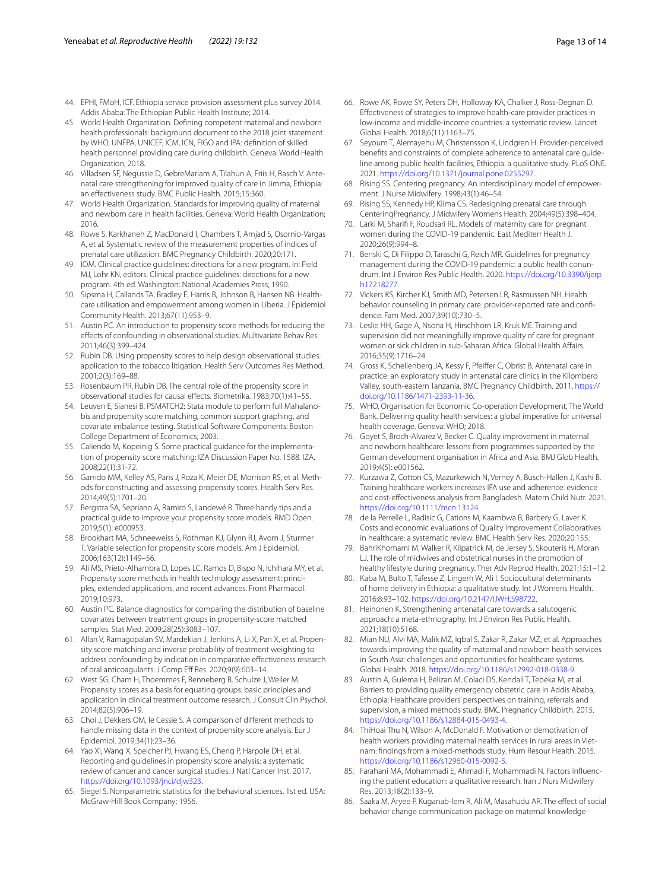44. EPHI, FMoH, ICF. Ethiopia service provision assessment plus survey 2014. Addis Ababa: The Ethiopian Public Health Institute; 2014.
45. World Health Organization. Defining competent maternal and newborn health professionals: background document to the 2018 joint statement by WHO, UNFPA, UNICEF, ICM, ICN, FIGO and IPA: definition of skilled health personnel providing care during childbirth. Geneva: World Health Organization; 2018.
46. Villadsen SF, Negussie D, GebreMariam A, Tilahun A, Friis H, Rasch V. Antenatal care strengthening for improved quality of care in Jimma, Ethiopia: an effectiveness study. BMC Public Health. 2015;15:360.
47. World Health Organization. Standards for improving quality of maternal and newborn care in health facilities. Geneva: World Health Organization; 2016.
48. Rowe S, Karkhaneh Z, MacDonald I, Chambers T, Amjad S, Osornio-Vargas A, et al. Systematic review of the measurement properties of indices of prenatal care utilization. BMC Pregnancy Childbirth. 2020;20:171.
49. IOM. Clinical practice guidelines: directions for a new program. In: Field MJ, Lohr KN, editors. Clinical practice guidelines: directions for a new program. 4th ed. Washington: National Academies Press; 1990.
50. Sipsma H, Callands TA, Bradley E, Harris B, Johnson B, Hansen NB. Healthcare utilisation and empowerment among women in Liberia. J Epidemiol Community Health. 2013;67(11):953–9.
51. Austin PC. An introduction to propensity score methods for reducing the effects of confounding in observational studies. Multivariate Behav Res. 2011;46(3):399–424.
52. Rubin DB. Using propensity scores to help design observational studies: application to the tobacco litigation. Health Serv Outcomes Res Method. 2001;2(3):169–88.
53. Rosenbaum PR, Rubin DB. The central role of the propensity score in observational studies for causal effects. Biometrika. 1983;70(1):41–55.
54. Leuven E, Sianesi B. PSMATCH2: Stata module to perform full Mahalanobis and propensity score matching, common support graphing, and covariate imbalance testing. Statistical Software Components: Boston College Department of Economics; 2003.
55. Caliendo MM, Kopeinig S. Some practical guidance for the implementation of propensity score matching: IZA Discussion Paper No. 1588. IZA. 2008;22(1):31-72.
56. Garrido MM, Kelley AS, Paris J, Roza K, Meier DE, Morrison RS, et al. Methods for constructing and assessing propensity scores. Health Serv Res. 2014;49(5):1701–20.
57. Bergstra SA, Sepriano A, Ramiro S, Landewé R. Three handy tips and a practical guide to improve your propensity score models. RMD Open. 2019;5(1): e000953.
58. Brookhart MA, Schneeweiss S, Rothman KJ, Glynn RJ, Avorn J, Sturmer T. Variable selection for propensity score models. Am J Epidemiol. 2006;163(12):1149–56.
59. Ali MS, Prieto-Alhambra D, Lopes LC, Ramos D, Bispo N, Ichihara MY, et al. Propensity score methods in health technology assessment: principles, extended applications, and recent advances. Front Pharmacol. 2019;10:973.
60. Austin PC. Balance diagnostics for comparing the distribution of baseline covariates between treatment groups in propensity-score matched samples. Stat Med. 2009;28(25):3083–107.
61. Allan V, Ramagopalan SV, Mardekian J, Jenkins A, Li X, Pan X, et al. Propensity score matching and inverse probability of treatment weighting to address confounding by indication in comparative effectiveness research of oral anticoagulants. J Comp Eff Res. 2020;9(9):603–14.
62. West SG, Cham H, Thoemmes F, Renneberg B, Schulze J, Weiler M. Propensity scores as a basis for equating groups: basic principles and application in clinical treatment outcome research. J Consult Clin Psychol. 2014;82(5):906–19.
63. Choi J, Dekkers OM, le Cessie S. A comparison of different methods to handle missing data in the context of propensity score analysis. Eur J Epidemiol. 2019;34(1):23–36.
64. Yao XI, Wang X, Speicher PJ, Hwang ES, Cheng P, Harpole DH, et al. Reporting and guidelines in propensity score analysis: a systematic review of cancer and cancer surgical studies. J Natl Cancer Inst. 2017. https://doi.org/10.1093/jnci/djw323.
65. Siegel S. Nonparametric statistics for the behavioral sciences. 1st ed. USA: McGraw-Hill Book Company; 1956.
66. Rowe AK, Rowe SY, Peters DH, Holloway KA, Chalker J, Ross-Degnan D. Effectiveness of strategies to improve health-care provider practices in low-income and middle-income countries: a systematic review. Lancet Global Health. 2018;6(11):1163–75.
67. Seyoum T, Alemayehu M, Christensson K, Lindgren H. Provider-perceived benefits and constraints of complete adherence to antenatal care guideline among public health facilities, Ethiopia: a qualitative study. PLoS ONE. 2021. https://doi.org/10.1371/journal.pone.0255297.
68. Rising SS. Centering pregnancy. An interdisciplinary model of empowerment. J Nurse Midwifery. 1998;43(1):46–54.
69. Rising SS, Kennedy HP, Klima CS. Redesigning prenatal care through CenteringPregnancy. J Midwifery Womens Health. 2004;49(5):398–404.
70. Larki M, Sharifi F, Roudsari RL. Models of maternity care for pregnant women during the COVID-19 pandemic. East Mediterr Health J. 2020;26(9):994–8.
71. Benski C, Di Filippo D, Taraschi G, Reich MR. Guidelines for pregnancy management during the COVID-19 pandemic: a public health conundrum. Int J Environ Res Public Health. 2020. https://doi.org/10.3390/ijerph17218277.
72. Vickers KS, Kircher KJ, Smith MD, Petersen LR, Rasmussen NH. Health behavior counseling in primary care: provider-reported rate and confidence. Fam Med. 2007;39(10):730–5.
73. Leslie HH, Gage A, Nsona H, Hirschhorn LR, Kruk ME. Training and supervision did not meaningfully improve quality of care for pregnant women or sick children in sub-Saharan Africa. Global Health Affairs. 2016;35(9):1716–24.
74. Gross K, Schellenberg JA, Kessy F, Pfeiffer C, Obrist B. Antenatal care in practice: an exploratory study in antenatal care clinics in the Kilombero Valley, south-eastern Tanzania. BMC Pregnancy Childbirth. 2011. https://doi.org/10.1186/1471-2393-11-36.
75. WHO, Organisation for Economic Co-operation Development, The World Bank. Delivering quality health services: a global imperative for universal health coverage. Geneva: WHO; 2018.
76. Goyet S, Broch-Alvarez V, Becker C. Quality improvement in maternal and newborn healthcare: lessons from programmes supported by the German development organisation in Africa and Asia. BMJ Glob Health. 2019;4(5): e001562.
77. Kurzawa Z, Cotton CS, Mazurkewich N, Verney A, Busch-Hallen J, Kashi B. Training healthcare workers increases IFA use and adherence: evidence and cost-effectiveness analysis from Bangladesh. Matern Child Nutr. 2021. https://doi.org/10.1111/mcn.13124.
78. de la Perrelle L, Radisic G, Cations M, Kaambwa B, Barbery G, Laver K. Costs and economic evaluations of Quality Improvement Collaboratives in healthcare: a systematic review. BMC Health Serv Res. 2020;20:155.
79. BahriKhomami M, Walker R, Kilpatrick M, de Jersey S, Skouteris H, Moran LJ. The role of midwives and obstetrical nurses in the promotion of healthy lifestyle during pregnancy. Ther Adv Reprod Health. 2021;15:1–12.
80. Kaba M, Bulto T, Tafesse Z, Lingerh W, Ali I. Sociocultural determinants of home delivery in Ethiopia: a qualitative study. Int J Womens Health. 2016;8:93–102. https://doi.org/10.2147/IJWH.S98722.
81. Heinonen K. Strengthening antenatal care towards a salutogenic approach: a meta-ethnography. Int J Environ Res Public Health. 2021;18(10):5168.
82. Mian NU, Alvi MA, Malik MZ, Iqbal S, Zakar R, Zakar MZ, et al. Approaches towards improving the quality of maternal and newborn health services in South Asia: challenges and opportunities for healthcare systems. Global Health. 2018. https://doi.org/10.1186/s12992-018-0338-9.
83. Austin A, Gulema H, Belizan M, Colaci DS, Kendall T, Tebeka M, et al. Barriers to providing quality emergency obstetric care in Addis Ababa, Ethiopia: Healthcare providers' perspectives on training, referrals and supervision, a mixed methods study. BMC Pregnancy Childbirth. 2015. https://doi.org/10.1186/s12884-015-0493-4.
84. ThiHoai Thu N, Wilson A, McDonald F. Motivation or demotivation of health workers providing maternal health services in rural areas in Vietnam: findings from a mixed-methods study. Hum Resour Health. 2015. https://doi.org/10.1186/s12960-015-0092-5.
85. Farahani MA, Mohammadi E, Ahmadi F, Mohammadi N. Factors influencing the patient education: a qualitative research. Iran J Nurs Midwifery Res. 2013;18(2):133–9.
86. Saaka M, Aryee P, Kuganab-lem R, Ali M, Masahudu AR. The effect of social behavior change communication package on maternal knowledge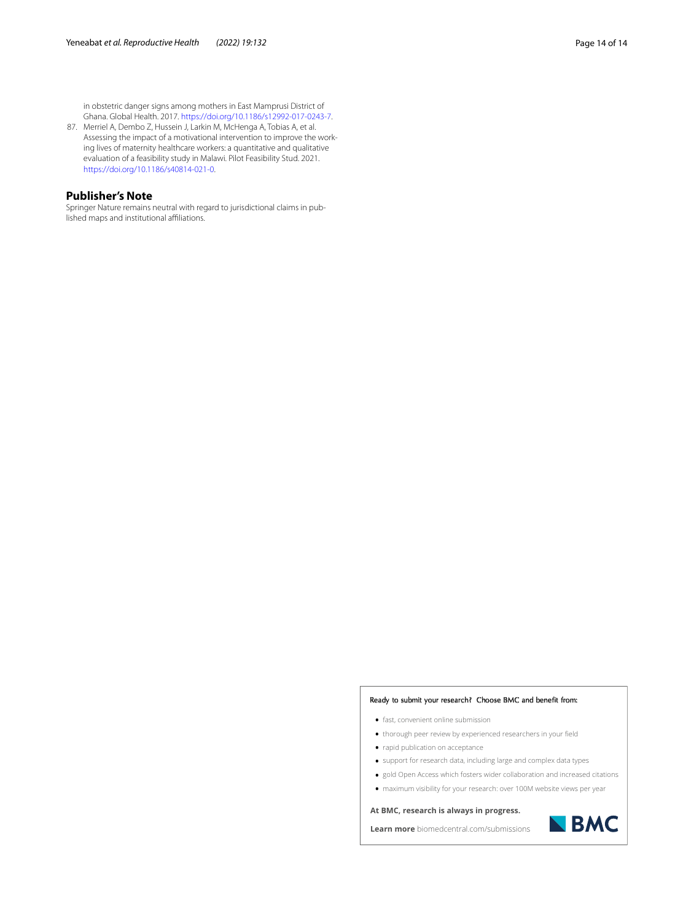in obstetric danger signs among mothers in East Mamprusi District of Ghana. Global Health. 2017. https://doi.org/10.1186/s12992-017-0243-7.

87. Merriel A, Dembo Z, Hussein J, Larkin M, McHenga A, Tobias A, et al. Assessing the impact of a motivational intervention to improve the working lives of maternity healthcare workers: a quantitative and qualitative evaluation of a feasibility study in Malawi. Pilot Feasibility Stud. 2021. https://doi.org/10.1186/s40814-021-0.

## Publisher's Note

Springer Nature remains neutral with regard to jurisdictional claims in published maps and institutional affiliations.

Ready to submit your research? Choose BMC and benefit from:

- fast, convenient online submission
- thorough peer review by experienced researchers in your field
- rapid publication on acceptance
- support for research data, including large and complex data types
- gold Open Access which fosters wider collaboration and increased citations
- maximum visibility for your research: over 100M website views per year

**At BMC, research is always in progress.**

**Learn more** biomedcentral.com/submissions

BMC